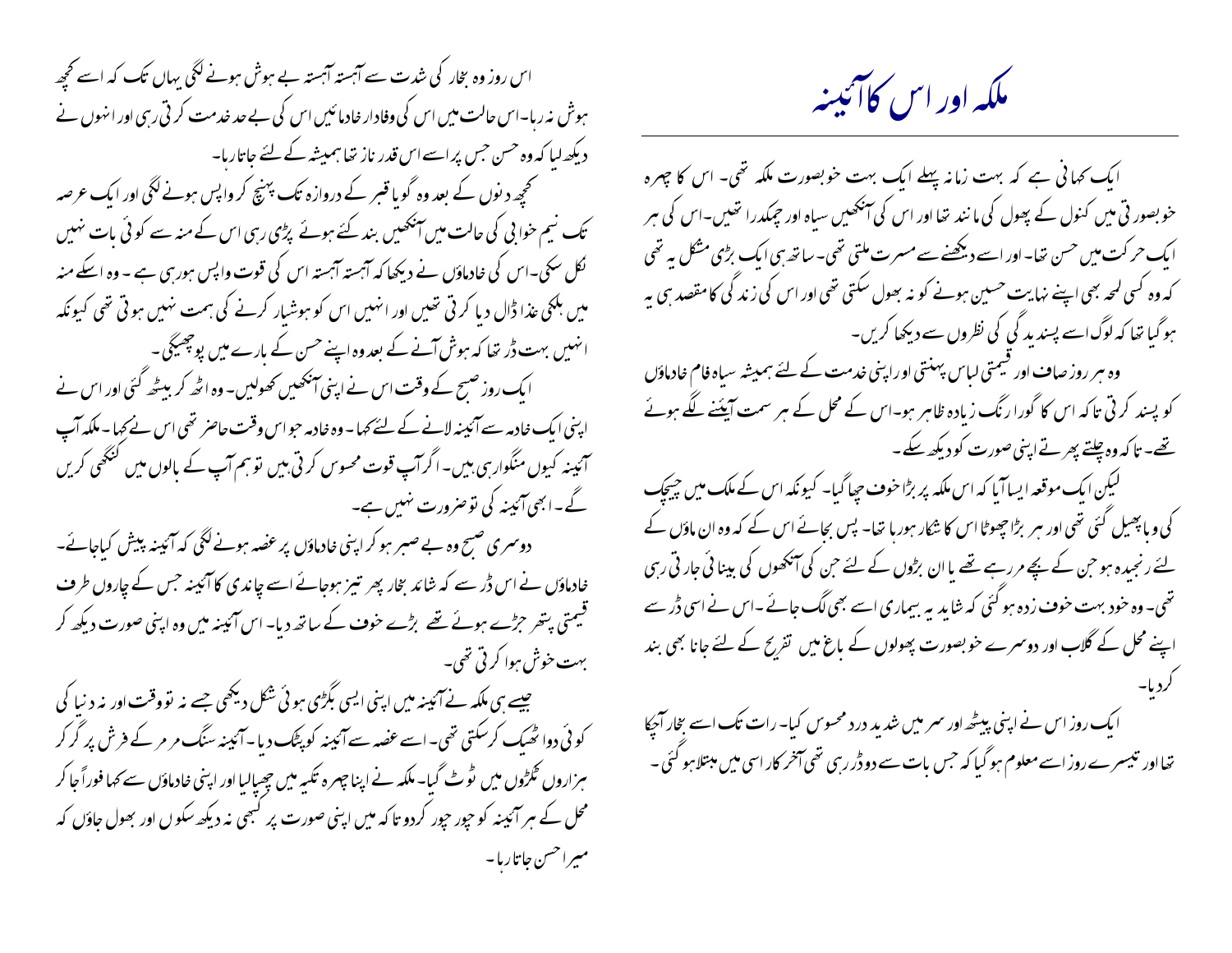# ملکہ اور اس کا آئینہ

ایک کہانی ہے کہ بہت زمانہ پہلے ایک بہت خوبصورت ملکہ تھی۔ اس کا چہرہ خوبصورتی میں کنول کے پھول کی مانند تھا اور اس کی آنکھیں سیاہ اور چمکدار تھیں۔اس کی ہر ایک حرکت میں حسن تھا۔ اور اسے دیکھنے سے مسرت ملتی تھی۔ ساتھ ہی ایک بڑی مشکل یہ تھی کہ وہ کسی لمحہ بھی اپنے نہایت حسین ہونے کو نہ بھول سکتی تھی اور اس کی زندگی کا مقصد ہی یہ ہو گیا تھا کہ لوگ اسے پسندیدگی کی نظروں سے دیکھا کریں۔

وہ ہر روز صاف اور قیمتی لباس پہنتی اور اپنی خدمت کے لئے ہمیشہ سیاہ فام خادماؤں کو پسند کرتی تا کہ اس کا گورا رنگ زیادہ ظاہر ہو۔اس کے محل کے ہر سمت آئینے لگے ہوئے تھے۔ تاکہ وہ چلتے پھرتے اپنی صورت کو دیکھ سکے۔

لیکن ایک موقعہ ایسا آیا کہ اس ملکہ پر بڑا خوف چھا گیا۔ کیونکہ اس کے ملک میں چیچک کی وبا پھیل گئی تھی اور ہر بڑا چھوٹا اس کا شکار ہورہا تھا۔ پس بجائے اس کے کہ وہ ان ماؤں کے لئے رنجیدہ ہو جن کے بچے مر رہے تھے یا ان بڑوں کے لئے جن کی آنکھوں کی بینائی جارہی تھی۔ وہ خود بہت خوف زدہ ہو گئی کہ شاید یہ بیماری اسے بھی لگ جائے۔اس نے اسی ڈر سے اپنے محل کے گلاب اور دوسرے خوبصورت پھولوں کے باغ میں تفریح کے لئے جانا بھی بند کردیا۔

ایک روز اس نے اپنی پیٹھ اور سر میں شدید درد محسوس کیا۔ رات تک اسے بخار آچکا تھا اور تیسرے روز اسے معلوم ہو گیا کہ جس بات سے وہ ڈر رہی تھی آخر کار اسی میں مبتلا ہو گئی۔

اس روز وہ بخار کی شدت سے آہستہ آہستہ بے ہوش ہونے لگی یہاں تک کہ اسے کچھ ہوش نہ رہا۔اس حالت میں اس کی وفادار خادمائیں اس کی بے حد خدمت کرتی رہی اور انہوں نے دیکھ لیا کہ وہ حسن جس پر اسے اس قدر ناز تھا ہمیشہ کے لئے جاتا رہا۔

کچھ دنوں کے بعد وہ گویا قبر کے دروازہ تک پہنچ کر واپس ہونے لگی اور ایک عرصہ تک نیم خوابی کی حالت میں آنکھیں بند کئے ہوئے پڑی رہی اس کے منہ سے کوئی بات نہیں نکل سکی۔اس کی خادماؤں نے دیکھا کہ آہستہ آہستہ اس کی قوت واپس ہورہی ہے ۔ وہ اسکے منہ میں ہلکی غذا ڈال دیا کرتی تھیں اور انہیں اس کو ہوشیار کرنے کی ہمت نہیں ہوتی تھی کیونکہ انہیں بہت ڈر تھا کہ ہوش آنے کے بعد وہ اپنے حسن کے بارے میں پوچھیگی۔

ایک روز صبح کے وقت اس نے اپنی آنکھیں کھولیں۔ وہ اٹھ کر بیٹھ گئی اور اس نے اپنی ایک خادمہ سے آئینہ لانے کے لئے کہا۔ وہ خادمہ جو اس وقت حاضر تھی اس نے کہا۔ ملکہ آپ آئینہ کیوں منگوارہی ہیں۔ اگر آپ قوت محسوس کرتی ہیں تو ہم آپ کے بالوں میں کنگھی کریں گے۔ ابھی آئینہ کی توضرورت نہیں ہے۔

دوسری صبح وہ بے صبر ہو کر اپنی خادماؤں پر غصہ ہونے لگی کہ آئینہ پیش کیا جائے۔ خادماؤں نے اس ڈر سے کہ شائد بخار پھر تیز ہوجائے اسے چاندی کا آئینہ جس کے چاروں طرف قیمتی پتھر جڑے ہوئے تھے بڑے خوف کے ساتھ دیا۔ اس آئینہ میں وہ اپنی صورت دیکھ کر بہت خوش ہوا کرتی تھی۔

جیسے ہی ملکہ نے آئینہ میں اپنی ایسی بگڑی ہوئی شکل دیکھی جسے نہ تو وقت اور نہ دنیا کی کوئی دوا ٹھیک کرسکتی تھی۔ اسے غصہ سے آئینہ کو پٹک دیا۔آئینہ سنگ مرمر کے فرش پر گر کر ہزاروں ٹکڑوں میں ٹوٹ گیا۔ ملکہ نے اپنا چہرہ تکیہ میں چھپالیا اور اپنی خادماؤں سے کہا فوراً جا کر محل کے ہر آئینہ کو چور چور کردو تا کہ میں اپنی صورت پر کبھی نہ دیکھ سکوں اور بھول جاؤں کہ میرا حسن جاتا رہا۔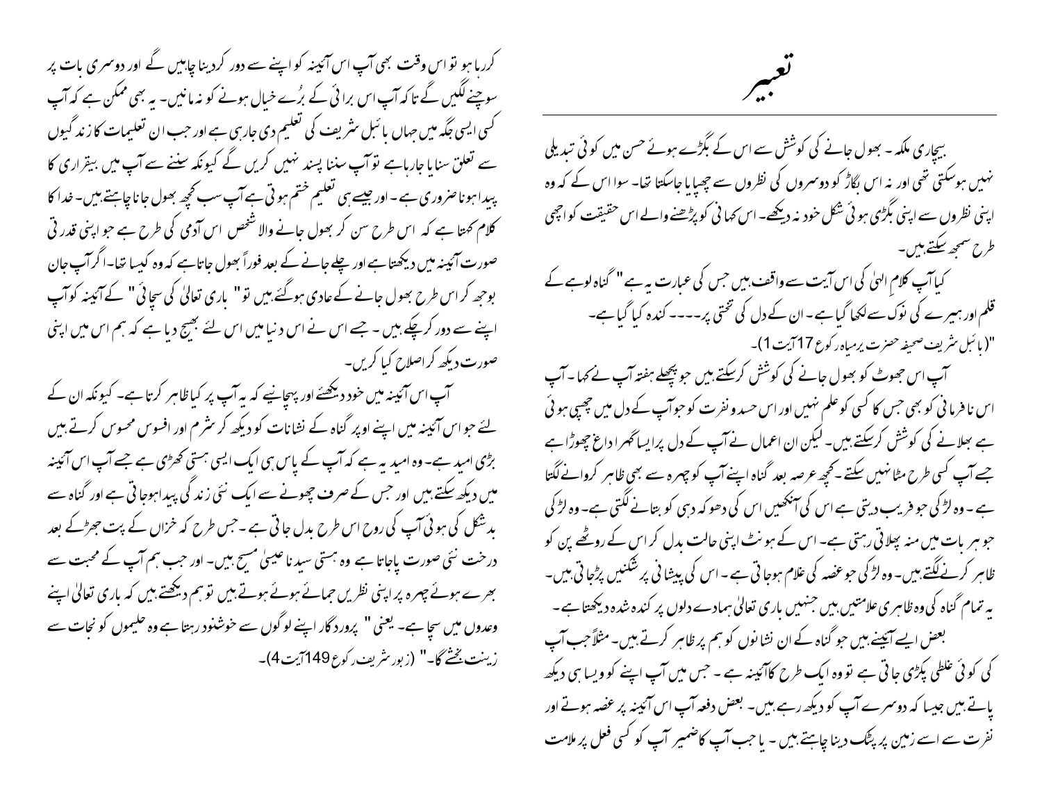# تعبیر

بیچاری ملکہ ۔ بھول جانے کی کوشش سے اس کے بگڑے ہوئے حسن میں کوئی تبدیلی نہیں ہوسکتی تھی اور نہ اس بگاڑ کو دوسروں کی نظروں سے چھپایا جاسکتا تھا۔ سوا اس کے کہ وہ اپنی نظروں سے اپنی بگڑی ہوئی شکل خود نہ دیکھے۔ اس کہانی کو پڑھنے والے اس حقیقت کو اچھی طرح سمجھ سکتے ہیں۔

کیا آپ کلامِ الہیٰ کی اس آیت سے واقف ہیں جس کی عبارت یہ ہے " گناہ لوہے کے قلم اور ہیرے کی نوک سے لکھا گیا ہے۔ ان کے دل کی تختی پر۔۔۔۔ کندہ کیا گیا ہے۔ "(بائبل شریف صحیفہ حضرت یرمیاہ رکوع 17آیت 1)۔

آپ اس جھوٹ کو بھول جانے کی کوشش کرسکتے ہیں جو پچھلے ہفتہ آپ نے کہا۔ آپ اس نافرمانی کو بھی جس کا کسی کو علم نہیں اور اس حسد و نفرت کو جو آپ کے دل میں چھپی ہوئی ہے بھلانے کی کوشش کرسکتے ہیں۔ لیکن ان اعمال نے آپ کے دل پر ایسا گہرا داغ چھوڑا ہے جسے آپ کسی طرح مٹا نہیں سکتے ۔کچھ عرصہ بعد گناہ اپنے آپ کو چہرہ سے بھی ظاہر کروانے لگتا ہے ۔ وہ لڑکی جو فریب دیتی ہے اس کی آنکھیں اس کی دھوکہ دہی کو بتانے لگتی ہے۔ وہ لڑکی جو ہر بات میں منہ پھلاتی رہتی ہے۔ اس کے ہونٹ اپنی حالت بدل کر اس کے روٹھے پن کو ظاہر کرنے لگتے ہیں۔ وہ لڑکی جو غصہ کی غلام ہوجاتی ہے ۔ اس کی پیشانی پر شکنیں پڑجاتی ہیں۔ یہ تمام گناہ کی وہ ظاہری علامتیں ہیں جنہیں باری تعالیٰ ہمارے دلوں پر کندہ شدہ دیکھتا ہے ۔

بعض ایسے آئینے ہیں جو گناہ کے ان نشانوں کو ہم پر ظاہر کرتے ہیں۔ مثلاً جب آپ کی کوئی غلطی پکڑی جاتی ہے تو وہ ایک طرح کا آئینہ ہے ۔ جس میں آپ اپنے کو ویسا ہی دیکھ پاتے ہیں جیسا کہ دوسرے آپ کو دیکھ رہے ہیں۔ بعض دفعہ آپ اس آئینہ پر غصہ ہوتے اور نفرت سے اسے زمین پر پٹک دینا چاہتے ہیں ۔ یا جب آپ کا ضمیر آپ کو کسی فعل پر ملامت کررہا ہو تو اس وقت بھی آپ اس آئینہ کو اپنے سے دور کردینا چاہیں گے اور دوسری بات پر سوچنے لگیں گے تاکہ آپ اس برائی کے بُرے خیال ہونے کو نہ مانیں۔ یہ بھی ممکن ہے کہ آپ کسی ایسی جگہ میں جہاں بائبل شریف کی تعلیم دی جارہی ہے اور جب ان تعلیمات کا زندگیوں سے تعلق سنایا جارہاہے تو آپ سننا پسند نہیں کریں گے کیونکہ سننے سے آپ میں بیقراری کا پیدا ہونا ضروری ہے ۔ اور جیسے ہی تعلیم ختم ہوتی ہے آپ سب کچھ بھول جانا چاہتے ہیں۔ خدا کا کلام کہتا ہے کہ اس طرح سن کر بھول جانے والا شخص اس آدمی کی طرح ہے جو اپنی قدرتی صورت آئینہ میں دیکھتا ہے اور چلے جانے کے بعد فوراً بھول جاتا ہے کہ وہ کیسا تھا۔ اگر آپ جان بوجھ کر اس طرح بھول جانے کے عادی ہوگئے ہیں تو " باری تعالیٰ کی سچائی " کے آئینہ کو آپ اپنے سے دور کرچکے ہیں ۔ جسے اس نے اس دنیا میں اس لئے بھیج دیا ہے کہ ہم اس میں اپنی صورت دیکھ کر اصلاح کیا کریں۔

آپ اس آئینہ میں خود دیکھئے اور پہچانیے کہ یہ آپ پر کیا ظاہر کرتا ہے۔ کیونکہ ان کے لئے جو اس آئینہ میں اپنے اوپر گناہ کے نشانات کو دیکھ کر شرم اور افسوس محسوس کرتے ہیں بڑی امید ہے۔ وہ امید یہ ہے کہ آپ کے پاس ہی ایک ایسی ہستی کھڑی ہے جسے آپ اس آئینہ میں دیکھ سکتے ہیں اور جس کے صرف چھونے سے ایک نئی زندگی پیدا ہوجاتی ہے اور گناہ سے بدشکل کی ہوئی آپ کی روح اس طرح بدل جاتی ہے ۔ جس طرح کہ خزاں کے پت جھڑکے بعد درخت نئی صورت پاجاتا ہے وہ ہستی سیدنا عیسیٰ مسیح ہیں۔ اور جب ہم آپ کے محبت سے بھرے ہوئے چہرہ پر اپنی نظریں جمائے ہوئے ہوتے ہیں تو ہم دیکھتے ہیں کہ باری تعالیٰ اپنے وعدوں میں سچا ہے۔ یعنی " پروردگار اپنے لوگوں سے خوشنود رہتا ہے وہ حلیموں کو نجات سے زینت بخشے گا۔" (زبور شریف رکوع 149آیت 4)۔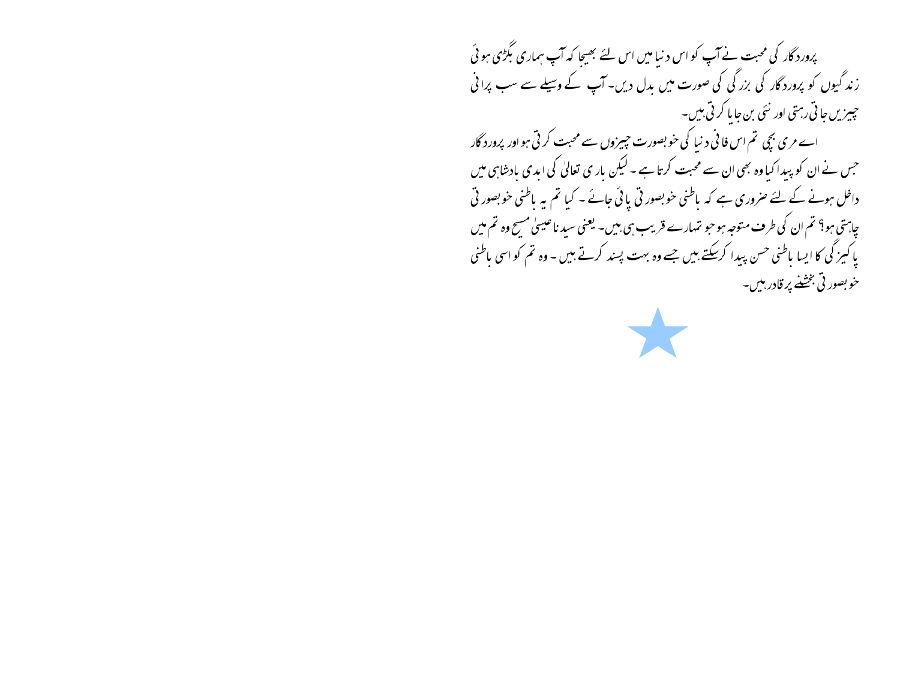پروردگار کی محبت نے آپ کو اس دنیا میں اس لئے بھیجا کہ آپ ہماری بگڑی ہوئی زندگیوں کو پروردگار کی بزرگی کی صورت میں بدل دیں۔ آپ کے وسیلے سے سب پرانی چیزیں جاتی رہتی اور نئی بن جایا کرتی ہیں۔

اے مری بچی تم اس فانی دنیا کی خوبصورت چیزوں سے محبت کرتی ہو اور پروردگار جس نے ان کو پیدا کیا وہ بھی ان سے محبت کرتا ہے۔ لیکن باری تعالیٰ کی ابدی بادشاہی میں داخل ہونے کے لئے ضروری ہے کہ باطنی خوبصورتی پائی جائے۔ کیا تم یہ باطنی خوبصورتی چاہتی ہو؟ تم ان کی طرف متوجہ ہو جو تمہارے قریب ہی ہیں۔ یعنی سیدنا عیسیٰ مسیح وہ تم میں پاکیزگی کا ایسا باطنی حسن پیدا کرسکتے ہیں جسے وہ بہت پسند کرتے ہیں۔ وہ تم کو اسی باطنی خوبصورتی بخشنے پر قادر ہیں۔

★